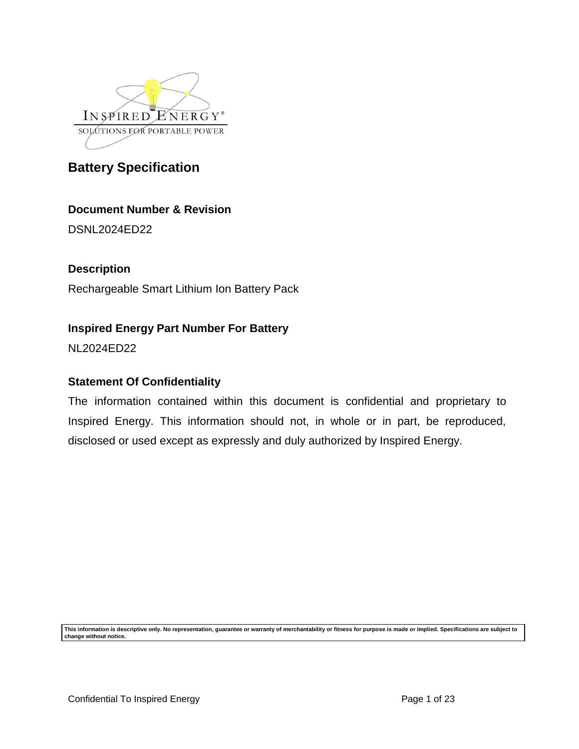# Battery Specification

### Document Number & Revision

DSNL2024ED22

### Description

Rechargeable Smart Lithium Ion Battery Pack

### Inspired Energy Part Number For Battery

NL2024ED22

### Statement Of Confidentiality

The information contained within this document is confidential and proprietary to Inspired Energy. This information should not, in whole or in part, be reproduced, disclosed or used except as expressly and duly authorized by Inspired Energy.

**This information is descriptive only. No representation, guarantee or warranty of merchantability or fitness for purpose is made or implied. Specifications are subject to change without notice.**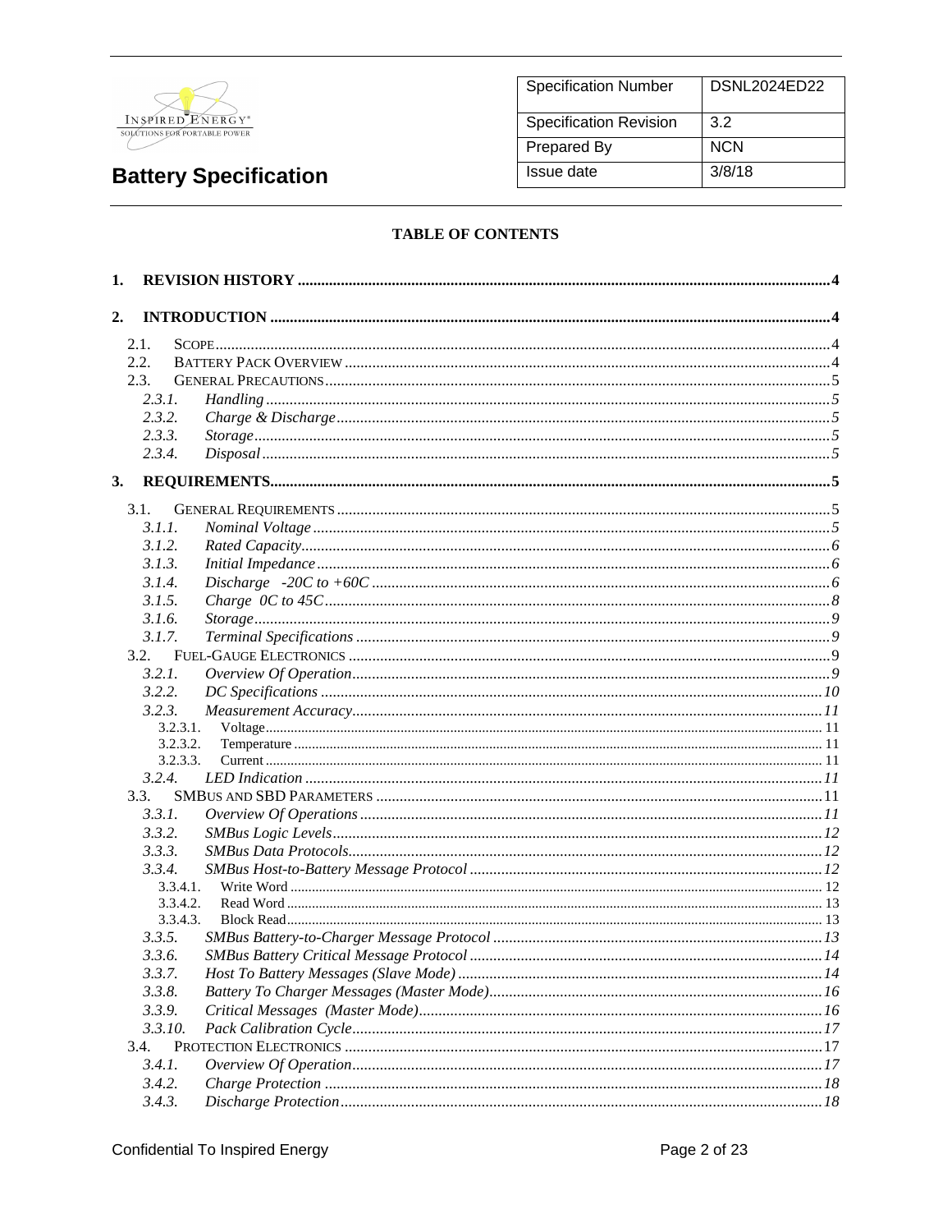| Specification Number | DSNL2024ED22 |
| --- | --- |
| Specification Revision | 3.2 |
| Prepared By | NCN |
| Issue date | 3/8/18 |

# Battery Specification

## TABLE OF CONTENTS

**1. REVISION HISTORY** .......... 4

**2. INTRODUCTION** .......... 4

- 2.1. SCOPE .......... 4
- 2.2. BATTERY PACK OVERVIEW .......... 4
- 2.3. GENERAL PRECAUTIONS .......... 5
  - *2.3.1. Handling* .......... 5
  - *2.3.2. Charge & Discharge* .......... 5
  - *2.3.3. Storage* .......... 5
  - *2.3.4. Disposal* .......... 5

**3. REQUIREMENTS** .......... 5

- 3.1. GENERAL REQUIREMENTS .......... 5
  - *3.1.1. Nominal Voltage* .......... 5
  - *3.1.2. Rated Capacity* .......... 6
  - *3.1.3. Initial Impedance* .......... 6
  - *3.1.4. Discharge -20C to +60C* .......... 6
  - *3.1.5. Charge 0C to 45C* .......... 8
  - *3.1.6. Storage* .......... 9
  - *3.1.7. Terminal Specifications* .......... 9
- 3.2. FUEL-GAUGE ELECTRONICS .......... 9
  - *3.2.1. Overview Of Operation* .......... 9
  - *3.2.2. DC Specifications* .......... 10
  - *3.2.3. Measurement Accuracy* .......... 11
    - 3.2.3.1. Voltage .......... 11
    - 3.2.3.2. Temperature .......... 11
    - 3.2.3.3. Current .......... 11
  - *3.2.4. LED Indication* .......... 11
- 3.3. SMBUS AND SBD PARAMETERS .......... 11
  - *3.3.1. Overview Of Operations* .......... 11
  - *3.3.2. SMBus Logic Levels* .......... 12
  - *3.3.3. SMBus Data Protocols* .......... 12
  - *3.3.4. SMBus Host-to-Battery Message Protocol* .......... 12
    - 3.3.4.1. Write Word .......... 12
    - 3.3.4.2. Read Word .......... 13
    - 3.3.4.3. Block Read .......... 13
  - *3.3.5. SMBus Battery-to-Charger Message Protocol* .......... 13
  - *3.3.6. SMBus Battery Critical Message Protocol* .......... 14
  - *3.3.7. Host To Battery Messages (Slave Mode)* .......... 14
  - *3.3.8. Battery To Charger Messages (Master Mode)* .......... 16
  - *3.3.9. Critical Messages (Master Mode)* .......... 16
  - *3.3.10. Pack Calibration Cycle* .......... 17
- 3.4. PROTECTION ELECTRONICS .......... 17
  - *3.4.1. Overview Of Operation* .......... 17
  - *3.4.2. Charge Protection* .......... 18
  - *3.4.3. Discharge Protection* .......... 18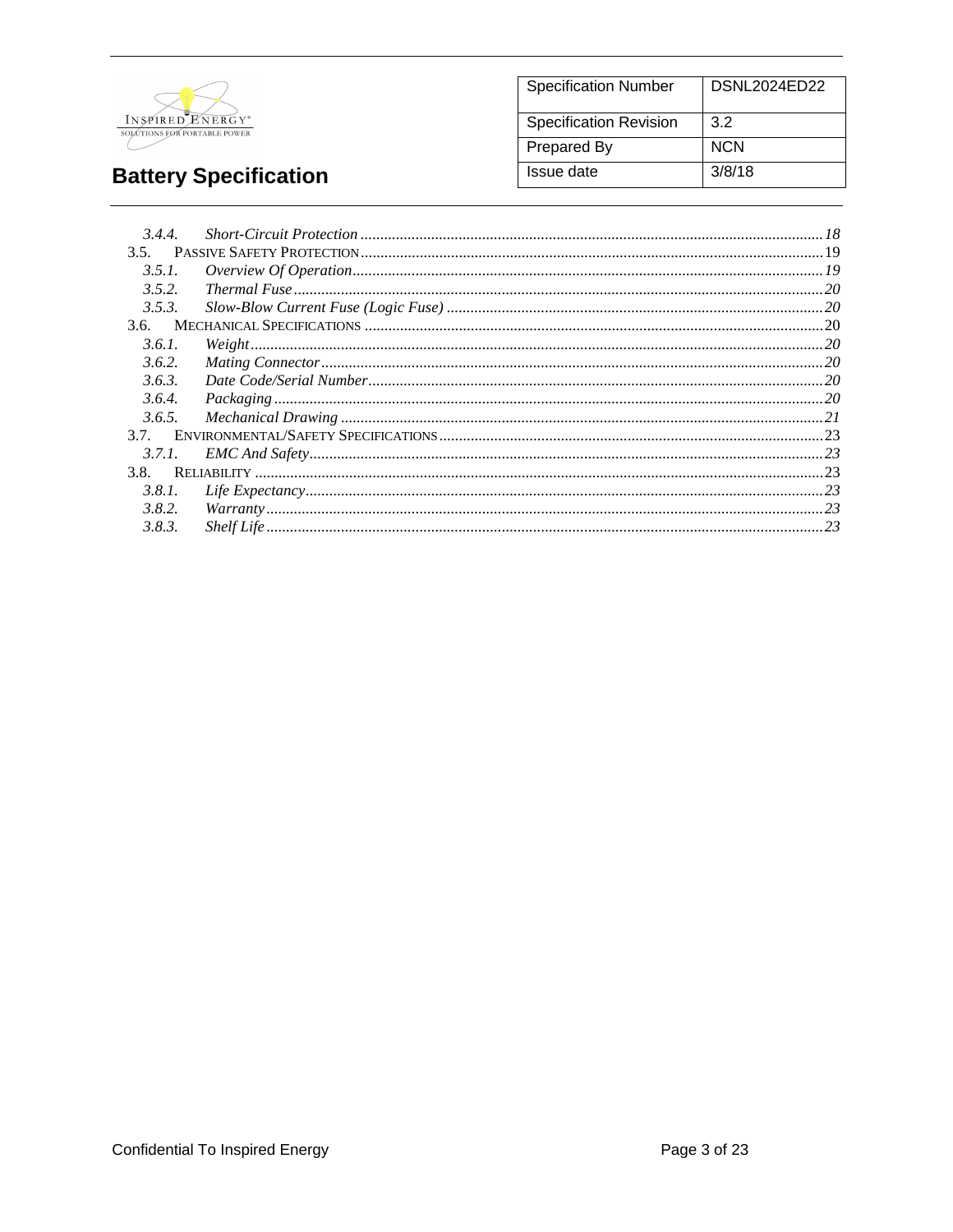*3.4.4. Short-Circuit Protection* ... *18*
3.5. PASSIVE SAFETY PROTECTION ... 19
*3.5.1. Overview Of Operation* ... *19*
*3.5.2. Thermal Fuse* ... *20*
*3.5.3. Slow-Blow Current Fuse (Logic Fuse)* ... *20*
3.6. MECHANICAL SPECIFICATIONS ... 20
*3.6.1. Weight* ... *20*
*3.6.2. Mating Connector* ... *20*
*3.6.3. Date Code/Serial Number* ... *20*
*3.6.4. Packaging* ... *20*
*3.6.5. Mechanical Drawing* ... *21*
3.7. ENVIRONMENTAL/SAFETY SPECIFICATIONS ... 23
*3.7.1. EMC And Safety* ... *23*
3.8. RELIABILITY ... 23
*3.8.1. Life Expectancy* ... *23*
*3.8.2. Warranty* ... *23*
*3.8.3. Shelf Life* ... *23*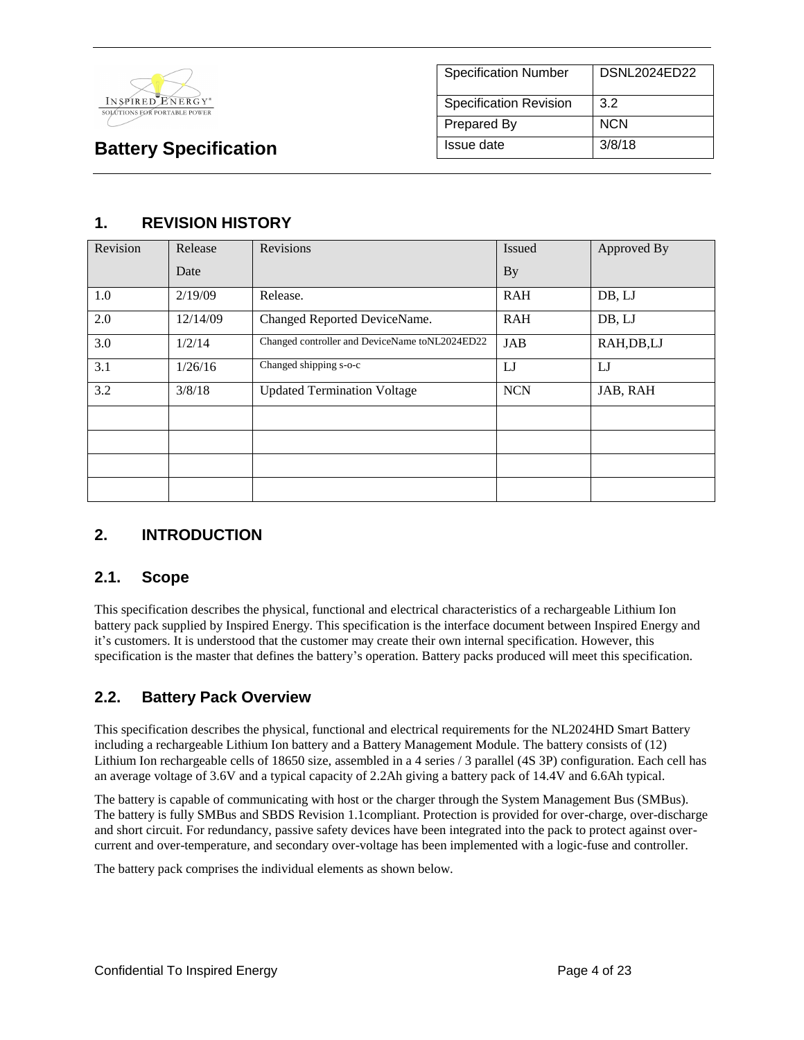| Specification Number | DSNL2024ED22 |
| --- | --- |
| Specification Revision | 3.2 |
| Prepared By | NCN |
| Issue date | 3/8/18 |

# Battery Specification

## 1. REVISION HISTORY

| Revision | Release Date | Revisions | Issued By | Approved By |
| --- | --- | --- | --- | --- |
| 1.0 | 2/19/09 | Release. | RAH | DB, LJ |
| 2.0 | 12/14/09 | Changed Reported DeviceName. | RAH | DB, LJ |
| 3.0 | 1/2/14 | Changed controller and DeviceName toNL2024ED22 | JAB | RAH,DB,LJ |
| 3.1 | 1/26/16 | Changed shipping s-o-c | LJ | LJ |
| 3.2 | 3/8/18 | Updated Termination Voltage | NCN | JAB, RAH |
| | | | | |
| | | | | |
| | | | | |
| | | | | |

## 2. INTRODUCTION

### 2.1. Scope

This specification describes the physical, functional and electrical characteristics of a rechargeable Lithium Ion battery pack supplied by Inspired Energy. This specification is the interface document between Inspired Energy and it's customers. It is understood that the customer may create their own internal specification. However, this specification is the master that defines the battery's operation. Battery packs produced will meet this specification.

### 2.2. Battery Pack Overview

This specification describes the physical, functional and electrical requirements for the NL2024HD Smart Battery including a rechargeable Lithium Ion battery and a Battery Management Module. The battery consists of (12) Lithium Ion rechargeable cells of 18650 size, assembled in a 4 series / 3 parallel (4S 3P) configuration. Each cell has an average voltage of 3.6V and a typical capacity of 2.2Ah giving a battery pack of 14.4V and 6.6Ah typical.

The battery is capable of communicating with host or the charger through the System Management Bus (SMBus). The battery is fully SMBus and SBDS Revision 1.1compliant. Protection is provided for over-charge, over-discharge and short circuit. For redundancy, passive safety devices have been integrated into the pack to protect against over-current and over-temperature, and secondary over-voltage has been implemented with a logic-fuse and controller.

The battery pack comprises the individual elements as shown below.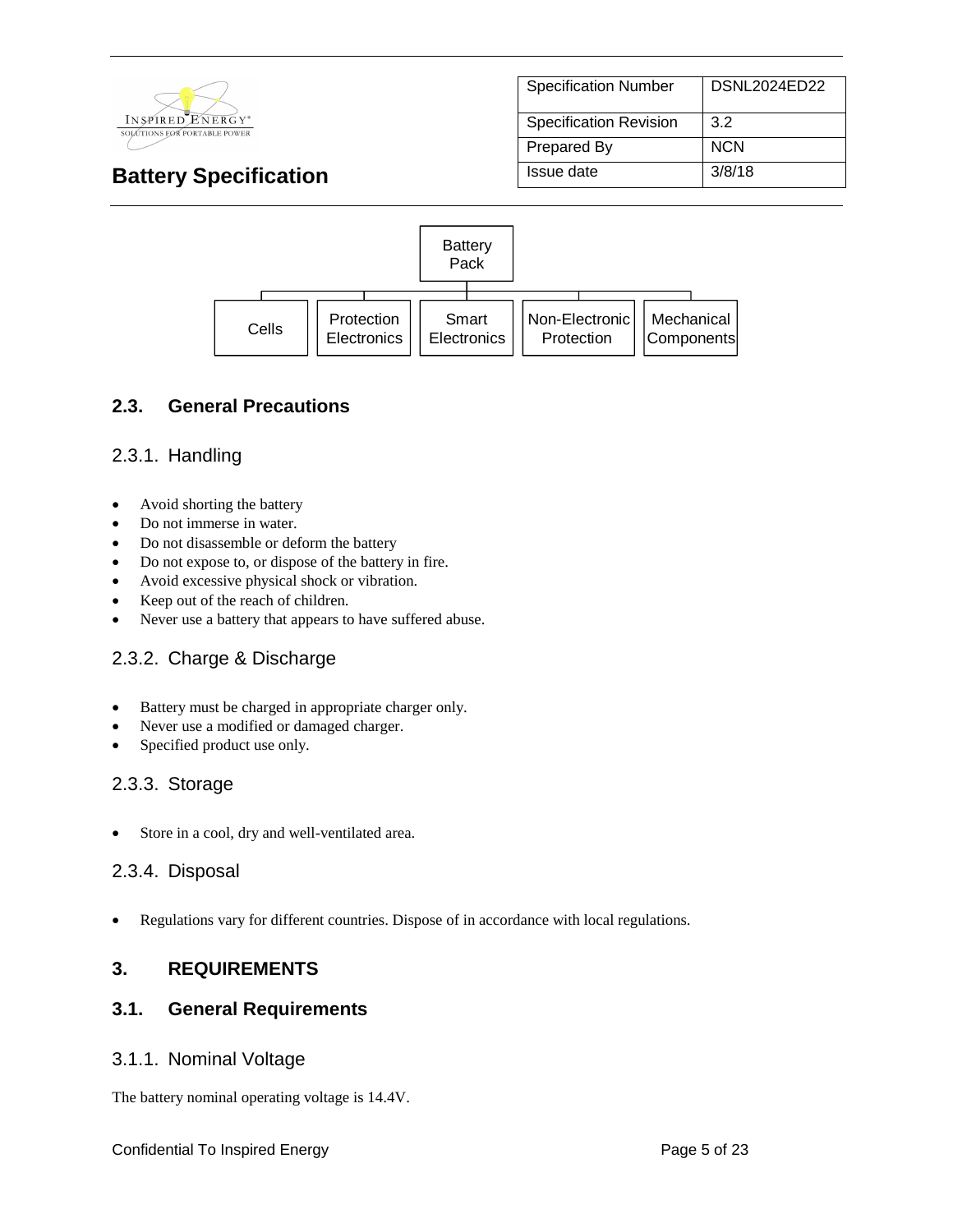- Battery Pack
  - Cells
  - Protection Electronics
  - Smart Electronics
  - Non-Electronic Protection
  - Mechanical Components

## 2.3. General Precautions

### 2.3.1. Handling

- Avoid shorting the battery
- Do not immerse in water.
- Do not disassemble or deform the battery
- Do not expose to, or dispose of the battery in fire.
- Avoid excessive physical shock or vibration.
- Keep out of the reach of children.
- Never use a battery that appears to have suffered abuse.

### 2.3.2. Charge & Discharge

- Battery must be charged in appropriate charger only.
- Never use a modified or damaged charger.
- Specified product use only.

### 2.3.3. Storage

- Store in a cool, dry and well-ventilated area.

### 2.3.4. Disposal

- Regulations vary for different countries. Dispose of in accordance with local regulations.

# 3. REQUIREMENTS

## 3.1. General Requirements

### 3.1.1. Nominal Voltage

The battery nominal operating voltage is 14.4V.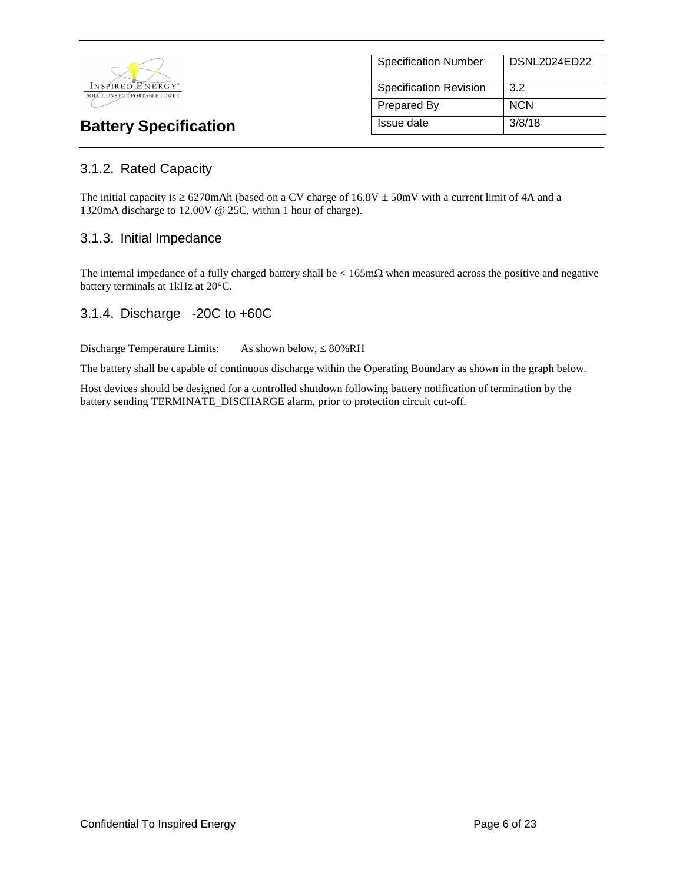### 3.1.2. Rated Capacity

The initial capacity is ≥ 6270mAh (based on a CV charge of 16.8V ± 50mV with a current limit of 4A and a 1320mA discharge to 12.00V @ 25C, within 1 hour of charge).

### 3.1.3. Initial Impedance

The internal impedance of a fully charged battery shall be < 165mΩ when measured across the positive and negative battery terminals at 1kHz at 20°C.

### 3.1.4. Discharge -20C to +60C

Discharge Temperature Limits: As shown below, ≤ 80%RH

The battery shall be capable of continuous discharge within the Operating Boundary as shown in the graph below.

Host devices should be designed for a controlled shutdown following battery notification of termination by the battery sending TERMINATE_DISCHARGE alarm, prior to protection circuit cut-off.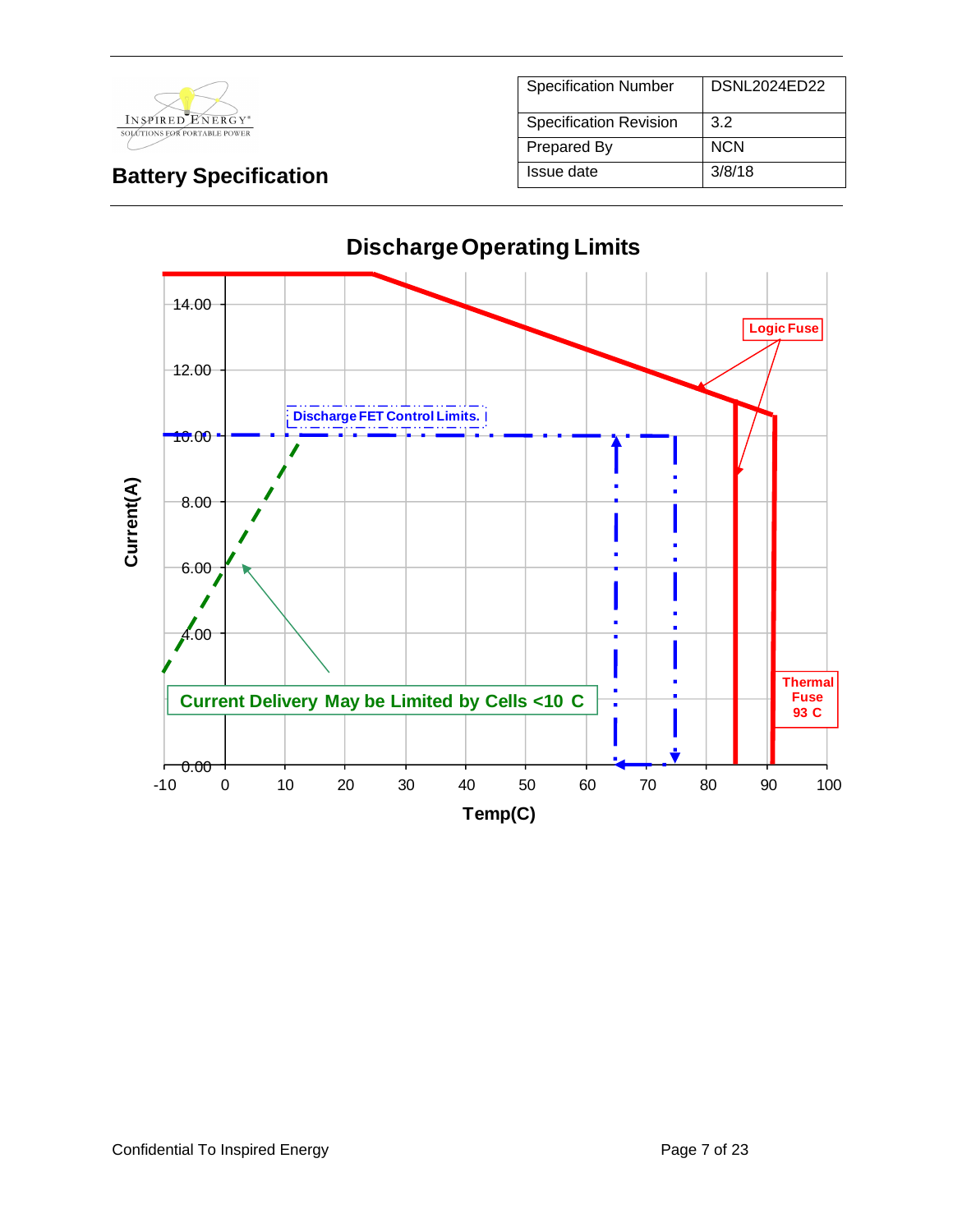**Battery Specification**

| Specification Number | DSNL2024ED22 |
| --- | --- |
| Specification Revision | 3.2 |
| Prepared By | NCN |
| Issue date | 3/8/18 |

## Discharge Operating Limits

Logic Fuse

Discharge FET Control Limits.

Current Delivery May be Limited by Cells <10 C

Thermal Fuse 93 C

Current(A): 0.00, 4.00, 6.00, 8.00, 10.00, 12.00, 14.00

Temp(C): -10, 0, 10, 20, 30, 40, 50, 60, 70, 80, 90, 100

Confidential To Inspired Energy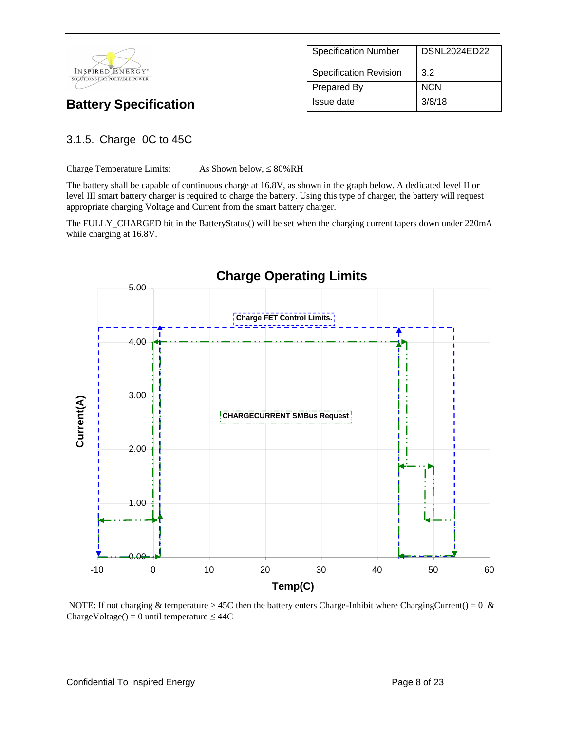| Specification Number | DSNL2024ED22 |
|---|---|
| Specification Revision | 3.2 |
| Prepared By | NCN |
| Issue date | 3/8/18 |

**Battery Specification**

### 3.1.5. Charge 0C to 45C

Charge Temperature Limits: As Shown below, ≤ 80%RH

The battery shall be capable of continuous charge at 16.8V, as shown in the graph below. A dedicated level II or level III smart battery charger is required to charge the battery. Using this type of charger, the battery will request appropriate charging Voltage and Current from the smart battery charger.

The FULLY_CHARGED bit in the BatteryStatus() will be set when the charging current tapers down under 220mA while charging at 16.8V.

**Charge Operating Limits**

NOTE: If not charging & temperature > 45C then the battery enters Charge-Inhibit where ChargingCurrent() = 0 & ChargeVoltage() = 0 until temperature ≤ 44C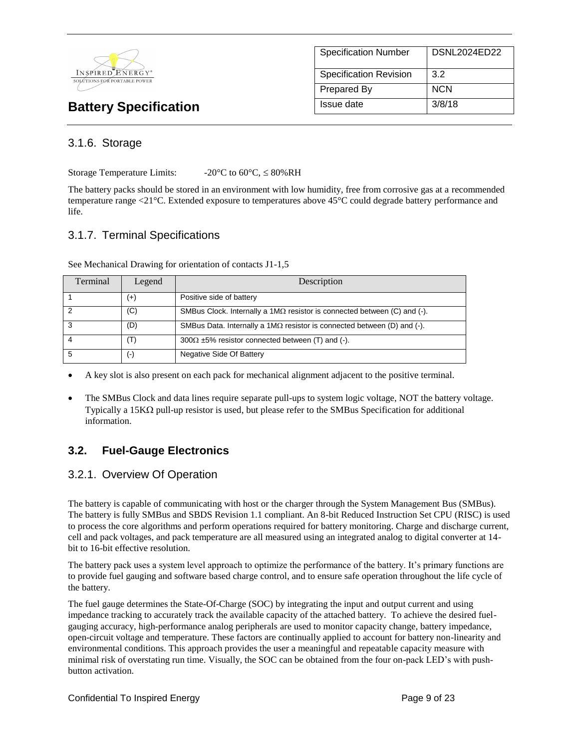### 3.1.6. Storage

Storage Temperature Limits: -20°C to 60°C, ≤ 80%RH

The battery packs should be stored in an environment with low humidity, free from corrosive gas at a recommended temperature range <21°C. Extended exposure to temperatures above 45°C could degrade battery performance and life.

### 3.1.7. Terminal Specifications

See Mechanical Drawing for orientation of contacts J1-1,5

| Terminal | Legend | Description |
|---|---|---|
| 1 | (+) | Positive side of battery |
| 2 | (C) | SMBus Clock. Internally a 1MΩ resistor is connected between (C) and (-). |
| 3 | (D) | SMBus Data. Internally a 1MΩ resistor is connected between (D) and (-). |
| 4 | (T) | 300Ω ±5% resistor connected between (T) and (-). |
| 5 | (-) | Negative Side Of Battery |

- A key slot is also present on each pack for mechanical alignment adjacent to the positive terminal.
- The SMBus Clock and data lines require separate pull-ups to system logic voltage, NOT the battery voltage. Typically a 15KΩ pull-up resistor is used, but please refer to the SMBus Specification for additional information.

## 3.2. Fuel-Gauge Electronics

### 3.2.1. Overview Of Operation

The battery is capable of communicating with host or the charger through the System Management Bus (SMBus). The battery is fully SMBus and SBDS Revision 1.1 compliant. An 8-bit Reduced Instruction Set CPU (RISC) is used to process the core algorithms and perform operations required for battery monitoring. Charge and discharge current, cell and pack voltages, and pack temperature are all measured using an integrated analog to digital converter at 14-bit to 16-bit effective resolution.

The battery pack uses a system level approach to optimize the performance of the battery. It's primary functions are to provide fuel gauging and software based charge control, and to ensure safe operation throughout the life cycle of the battery.

The fuel gauge determines the State-Of-Charge (SOC) by integrating the input and output current and using impedance tracking to accurately track the available capacity of the attached battery. To achieve the desired fuel-gauging accuracy, high-performance analog peripherals are used to monitor capacity change, battery impedance, open-circuit voltage and temperature. These factors are continually applied to account for battery non-linearity and environmental conditions. This approach provides the user a meaningful and repeatable capacity measure with minimal risk of overstating run time. Visually, the SOC can be obtained from the four on-pack LED's with push-button activation.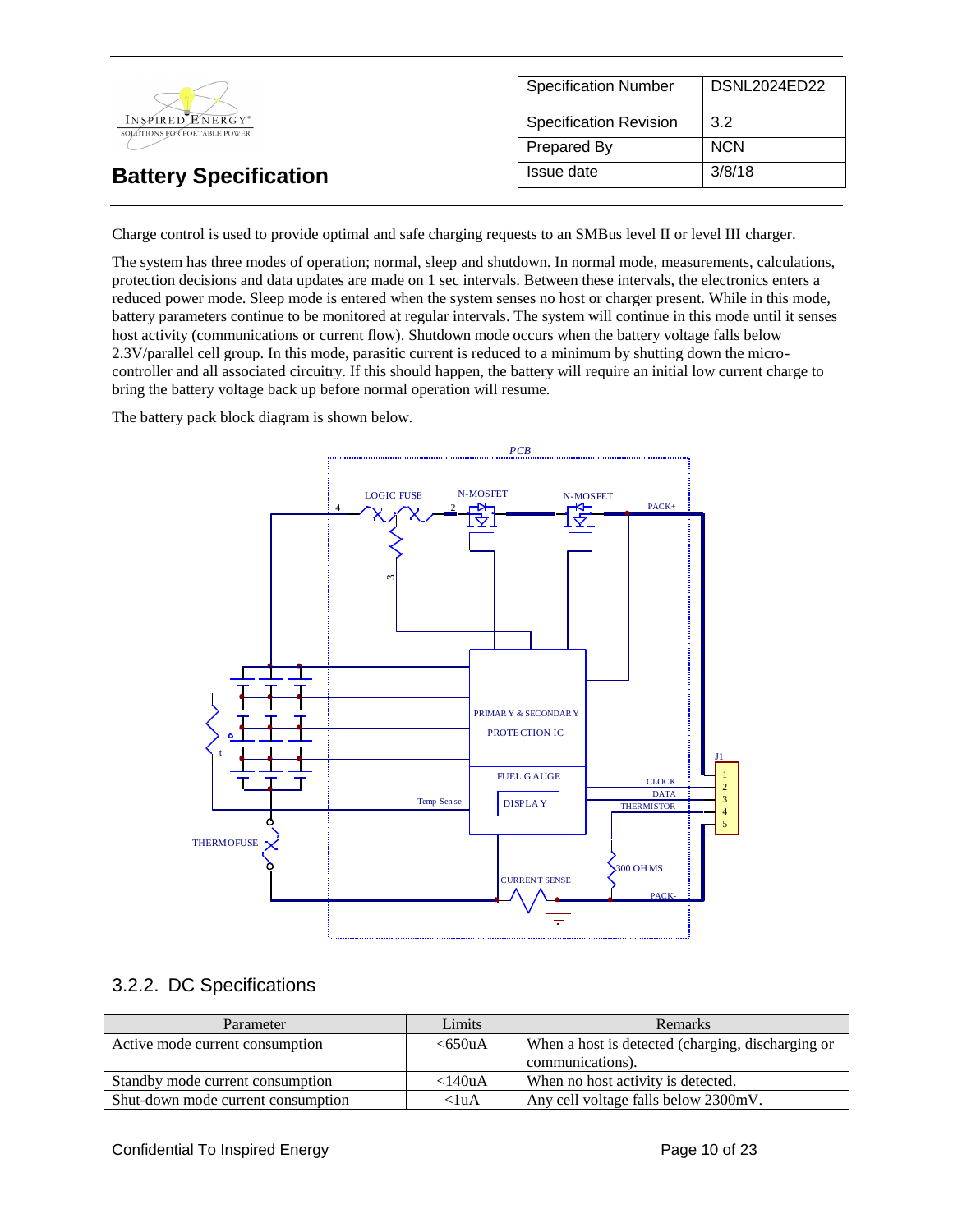Charge control is used to provide optimal and safe charging requests to an SMBus level II or level III charger.

The system has three modes of operation; normal, sleep and shutdown. In normal mode, measurements, calculations, protection decisions and data updates are made on 1 sec intervals. Between these intervals, the electronics enters a reduced power mode. Sleep mode is entered when the system senses no host or charger present. While in this mode, battery parameters continue to be monitored at regular intervals. The system will continue in this mode until it senses host activity (communications or current flow). Shutdown mode occurs when the battery voltage falls below 2.3V/parallel cell group. In this mode, parasitic current is reduced to a minimum by shutting down the micro-controller and all associated circuitry. If this should happen, the battery will require an initial low current charge to bring the battery voltage back up before normal operation will resume.

The battery pack block diagram is shown below.

### 3.2.2. DC Specifications

| Parameter | Limits | Remarks |
|---|---|---|
| Active mode current consumption | <650uA | When a host is detected (charging, discharging or communications). |
| Standby mode current consumption | <140uA | When no host activity is detected. |
| Shut-down mode current consumption | <1uA | Any cell voltage falls below 2300mV. |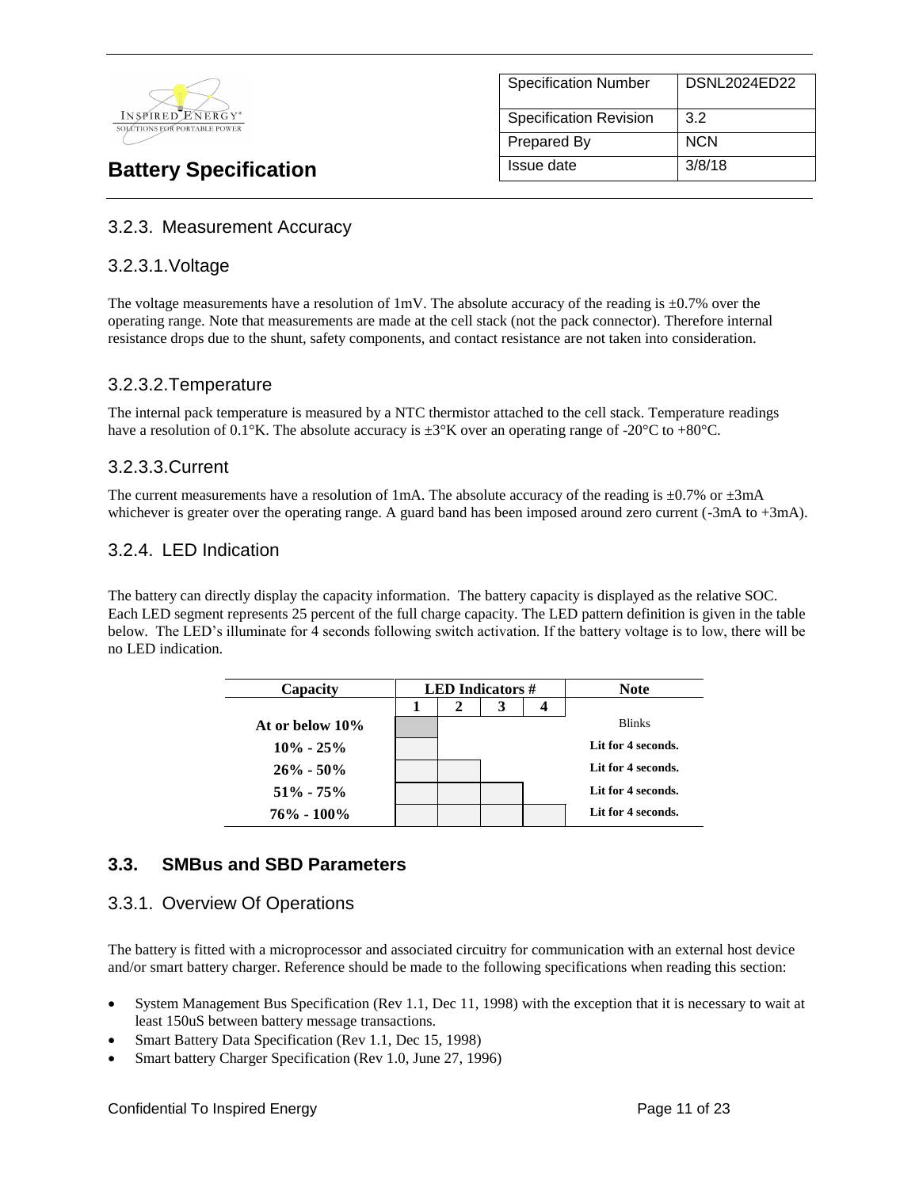### 3.2.3. Measurement Accuracy

#### 3.2.3.1.Voltage

The voltage measurements have a resolution of 1mV. The absolute accuracy of the reading is ±0.7% over the operating range. Note that measurements are made at the cell stack (not the pack connector). Therefore internal resistance drops due to the shunt, safety components, and contact resistance are not taken into consideration.

#### 3.2.3.2.Temperature

The internal pack temperature is measured by a NTC thermistor attached to the cell stack. Temperature readings have a resolution of 0.1°K. The absolute accuracy is ±3°K over an operating range of -20°C to +80°C.

#### 3.2.3.3.Current

The current measurements have a resolution of 1mA. The absolute accuracy of the reading is ±0.7% or ±3mA whichever is greater over the operating range. A guard band has been imposed around zero current (-3mA to +3mA).

### 3.2.4. LED Indication

The battery can directly display the capacity information. The battery capacity is displayed as the relative SOC. Each LED segment represents 25 percent of the full charge capacity. The LED pattern definition is given in the table below. The LED's illuminate for 4 seconds following switch activation. If the battery voltage is to low, there will be no LED indication.

| Capacity | LED Indicators # | | | | Note |
|---|---|---|---|---|---|
| | 1 | 2 | 3 | 4 | |
| At or below 10% | | | | | Blinks |
| 10% - 25% | | | | | Lit for 4 seconds. |
| 26% - 50% | | | | | Lit for 4 seconds. |
| 51% - 75% | | | | | Lit for 4 seconds. |
| 76% - 100% | | | | | Lit for 4 seconds. |

## 3.3. SMBus and SBD Parameters

### 3.3.1. Overview Of Operations

The battery is fitted with a microprocessor and associated circuitry for communication with an external host device and/or smart battery charger. Reference should be made to the following specifications when reading this section:

- System Management Bus Specification (Rev 1.1, Dec 11, 1998) with the exception that it is necessary to wait at least 150uS between battery message transactions.
- Smart Battery Data Specification (Rev 1.1, Dec 15, 1998)
- Smart battery Charger Specification (Rev 1.0, June 27, 1996)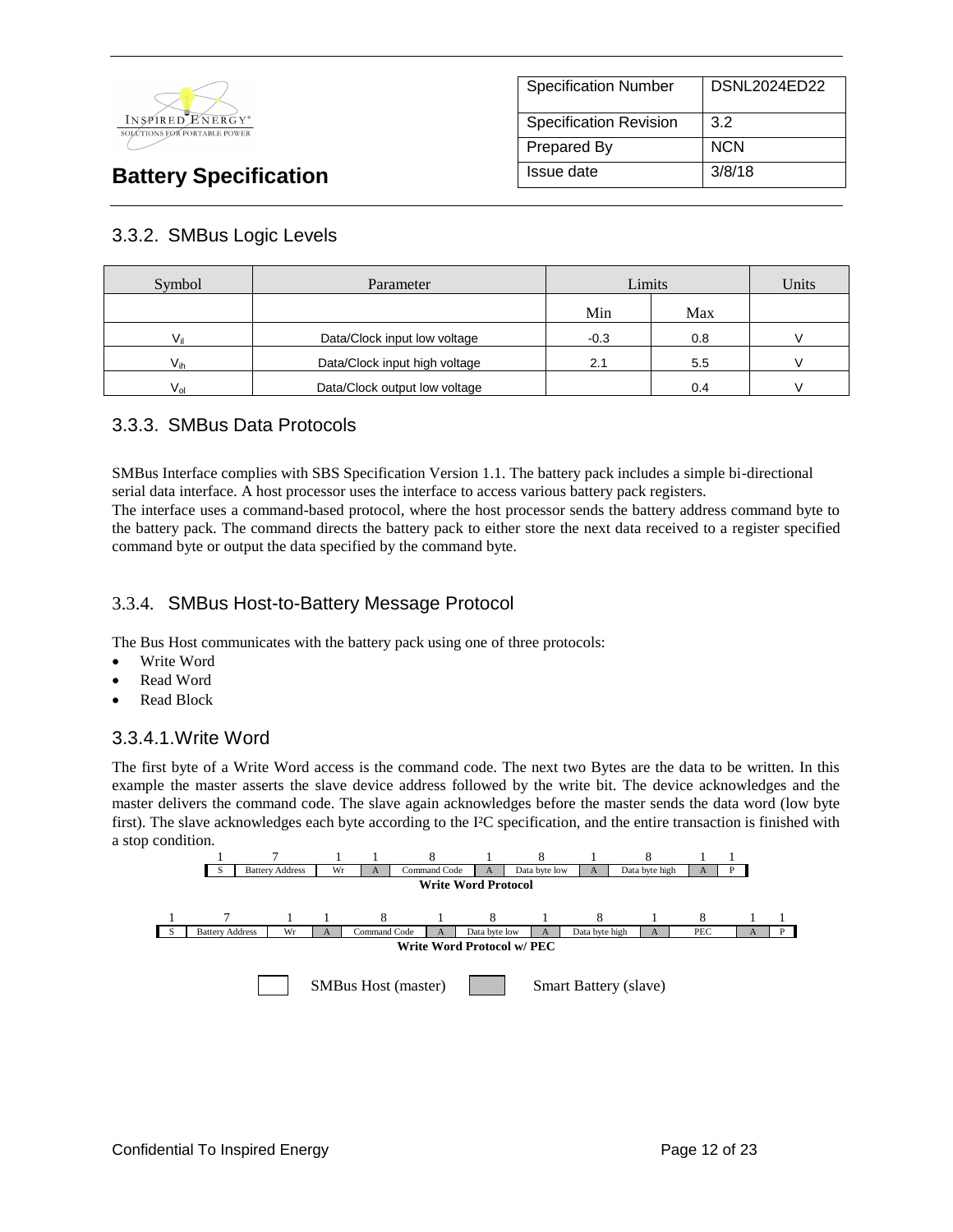## 3.3.2. SMBus Logic Levels

| Symbol | Parameter | Limits | | Units |
|---|---|---|---|---|
| | | Min | Max | |
| $V_{il}$ | Data/Clock input low voltage | -0.3 | 0.8 | V |
| $V_{ih}$ | Data/Clock input high voltage | 2.1 | 5.5 | V |
| $V_{ol}$ | Data/Clock output low voltage | | 0.4 | V |

## 3.3.3. SMBus Data Protocols

SMBus Interface complies with SBS Specification Version 1.1. The battery pack includes a simple bi-directional serial data interface. A host processor uses the interface to access various battery pack registers.
The interface uses a command-based protocol, where the host processor sends the battery address command byte to the battery pack. The command directs the battery pack to either store the next data received to a register specified command byte or output the data specified by the command byte.

## 3.3.4. SMBus Host-to-Battery Message Protocol

The Bus Host communicates with the battery pack using one of three protocols:

- Write Word
- Read Word
- Read Block

### 3.3.4.1. Write Word

The first byte of a Write Word access is the command code. The next two Bytes are the data to be written. In this example the master asserts the slave device address followed by the write bit. The device acknowledges and the master delivers the command code. The slave again acknowledges before the master sends the data word (low byte first). The slave acknowledges each byte according to the I²C specification, and the entire transaction is finished with a stop condition.

| 1 | 7 | 1 | 1 | 8 | 1 | 8 | 1 | 8 | 1 | 1 |
|---|---|---|---|---|---|---|---|---|---|---|
| S | Battery Address | Wr | A | Command Code | A | Data byte low | A | Data byte high | A | P |

**Write Word Protocol**

| 1 | 7 | 1 | 1 | 8 | 1 | 8 | 1 | 8 | 1 | 8 | 1 | 1 |
|---|---|---|---|---|---|---|---|---|---|---|---|---|
| S | Battery Address | Wr | A | Command Code | A | Data byte low | A | Data byte high | A | PEC | A | P |

**Write Word Protocol w/ PEC**

SMBus Host (master) &nbsp;&nbsp; Smart Battery (slave) (shaded)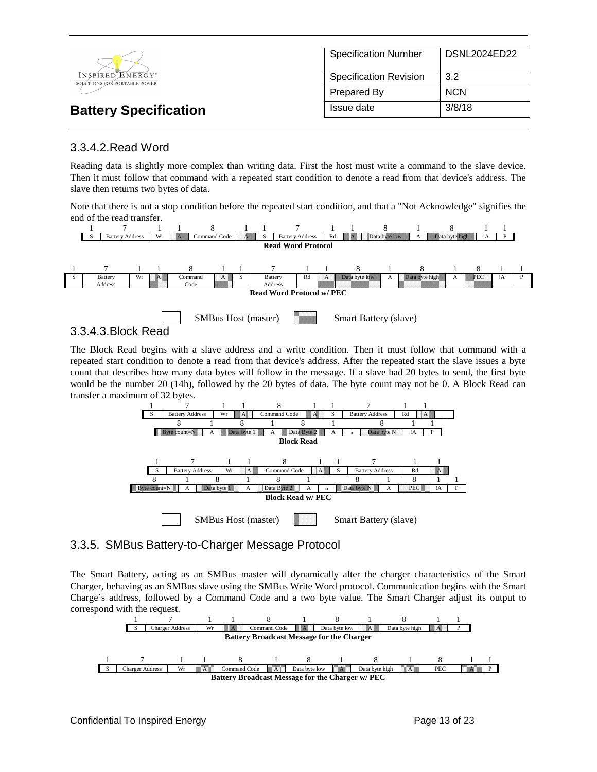### 3.3.4.2. Read Word

Reading data is slightly more complex than writing data. First the host must write a command to the slave device. Then it must follow that command with a repeated start condition to denote a read from that device's address. The slave then returns two bytes of data.

Note that there is not a stop condition before the repeated start condition, and that a "Not Acknowledge" signifies the end of the read transfer.

| 1 | 7 | 1 | 1 | 8 | 1 | 1 | 7 | 1 | 1 | 8 | 1 | 8 | 1 | 1 |
|---|---|---|---|---|---|---|---|---|---|---|---|---|---|---|
| S | Battery Address | Wr | A | Command Code | A | S | Battery Address | Rd | A | Data byte low | A | Data byte high | !A | P |

**Read Word Protocol**

| 1 | 7 | 1 | 1 | 8 | 1 | 1 | 7 | 1 | 1 | 8 | 1 | 8 | 1 | 8 | 1 | 1 |
|---|---|---|---|---|---|---|---|---|---|---|---|---|---|---|---|---|
| S | Battery Address | Wr | A | Command Code | A | S | Battery Address | Rd | A | Data byte low | A | Data byte high | A | PEC | !A | P |

**Read Word Protocol w/ PEC**

SMBus Host (master) — Smart Battery (slave)

### 3.3.4.3. Block Read

The Block Read begins with a slave address and a write condition. Then it must follow that command with a repeated start condition to denote a read from that device's address. After the repeated start the slave issues a byte count that describes how many data bytes will follow in the message. If a slave had 20 bytes to send, the first byte would be the number 20 (14h), followed by the 20 bytes of data. The byte count may not be 0. A Block Read can transfer a maximum of 32 bytes.

| 1 | 7 | 1 | 1 | 8 | 1 | 1 | 7 | 1 | 1 | |
|---|---|---|---|---|---|---|---|---|---|---|
| S | Battery Address | Wr | A | Command Code | A | S | Battery Address | Rd | A | … |

| 8 | 1 | 8 | 1 | 8 | 1 | | 8 | 1 | 1 |
|---|---|---|---|---|---|---|---|---|---|
| Byte count=N | A | Data byte 1 | A | Data Byte 2 | A | ≈ | Data byte N | !A | P |

**Block Read**

| 1 | 7 | 1 | 1 | 8 | 1 | 1 | 7 | 1 | 1 |
|---|---|---|---|---|---|---|---|---|---|
| S | Battery Address | Wr | A | Command Code | A | S | Battery Address | Rd | A |

| 8 | 1 | 8 | 1 | 8 | 1 | | 8 | 1 | 8 | 1 | 1 |
|---|---|---|---|---|---|---|---|---|---|---|---|
| Byte count=N | A | Data byte 1 | A | Data Byte 2 | A | ≈ | Data byte N | A | PEC | !A | P |

**Block Read w/ PEC**

SMBus Host (master) — Smart Battery (slave)

### 3.3.5. SMBus Battery-to-Charger Message Protocol

The Smart Battery, acting as an SMBus master will dynamically alter the charger characteristics of the Smart Charger, behaving as an SMBus slave using the SMBus Write Word protocol. Communication begins with the Smart Charge's address, followed by a Command Code and a two byte value. The Smart Charger adjust its output to correspond with the request.

| 1 | 7 | 1 | 1 | 8 | 1 | 8 | 1 | 8 | 1 | 1 |
|---|---|---|---|---|---|---|---|---|---|---|
| S | Charger Address | Wr | A | Command Code | A | Data byte low | A | Data byte high | A | P |

**Battery Broadcast Message for the Charger**

| 1 | 7 | 1 | 1 | 8 | 1 | 8 | 1 | 8 | 1 | 8 | 1 | 1 |
|---|---|---|---|---|---|---|---|---|---|---|---|---|
| S | Charger Address | Wr | A | Command Code | A | Data byte low | A | Data byte high | A | PEC | A | P |

**Battery Broadcast Message for the Charger w/ PEC**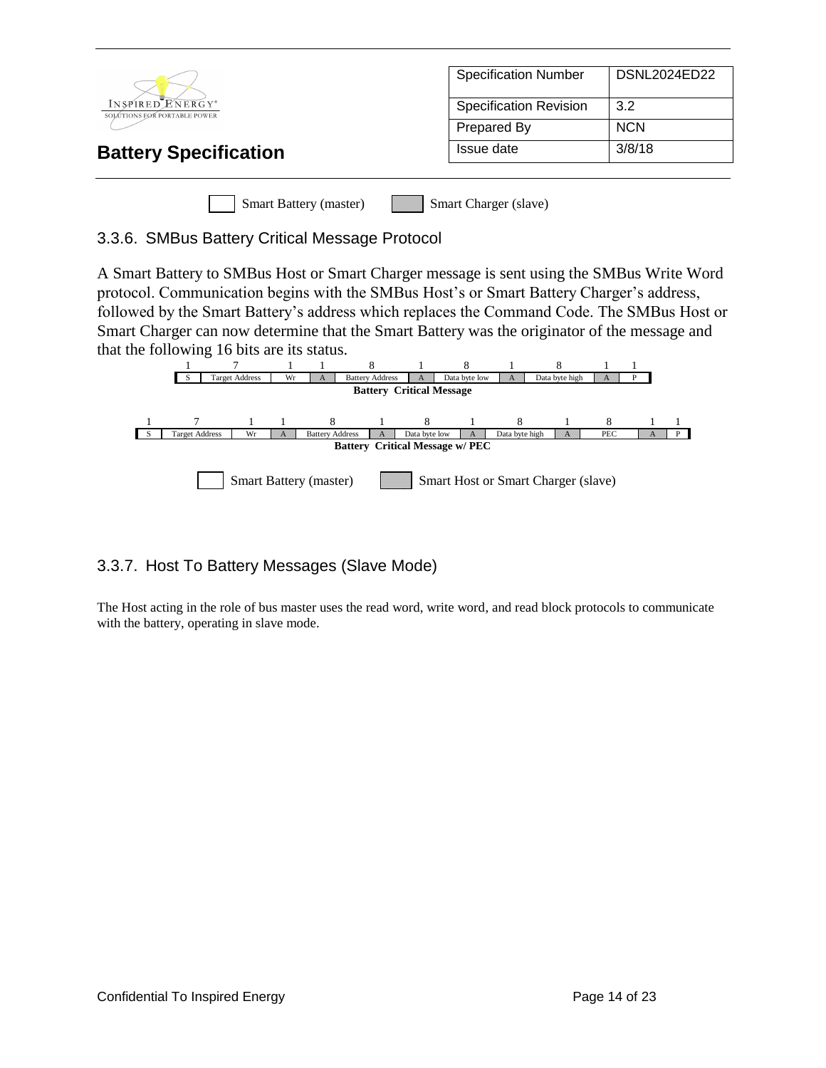Smart Battery (master) | Smart Charger (slave)

### 3.3.6. SMBus Battery Critical Message Protocol

A Smart Battery to SMBus Host or Smart Charger message is sent using the SMBus Write Word protocol. Communication begins with the SMBus Host's or Smart Battery Charger's address, followed by the Smart Battery's address which replaces the Command Code. The SMBus Host or Smart Charger can now determine that the Smart Battery was the originator of the message and that the following 16 bits are its status.

| 1 | 7 | 1 | 1 | 8 | 1 | 8 | 1 | 8 | 1 | 1 |
|---|---|---|---|---|---|---|---|---|---|---|
| S | Target Address | Wr | A | Battery Address | A | Data byte low | A | Data byte high | A | P |

**Battery Critical Message**

| 1 | 7 | 1 | 1 | 8 | 1 | 8 | 1 | 8 | 1 | 8 | 1 | 1 |
|---|---|---|---|---|---|---|---|---|---|---|---|---|
| S | Target Address | Wr | A | Battery Address | A | Data byte low | A | Data byte high | A | PEC | A | P |

**Battery Critical Message w/ PEC**

Smart Battery (master) | Smart Host or Smart Charger (slave)

### 3.3.7. Host To Battery Messages (Slave Mode)

The Host acting in the role of bus master uses the read word, write word, and read block protocols to communicate with the battery, operating in slave mode.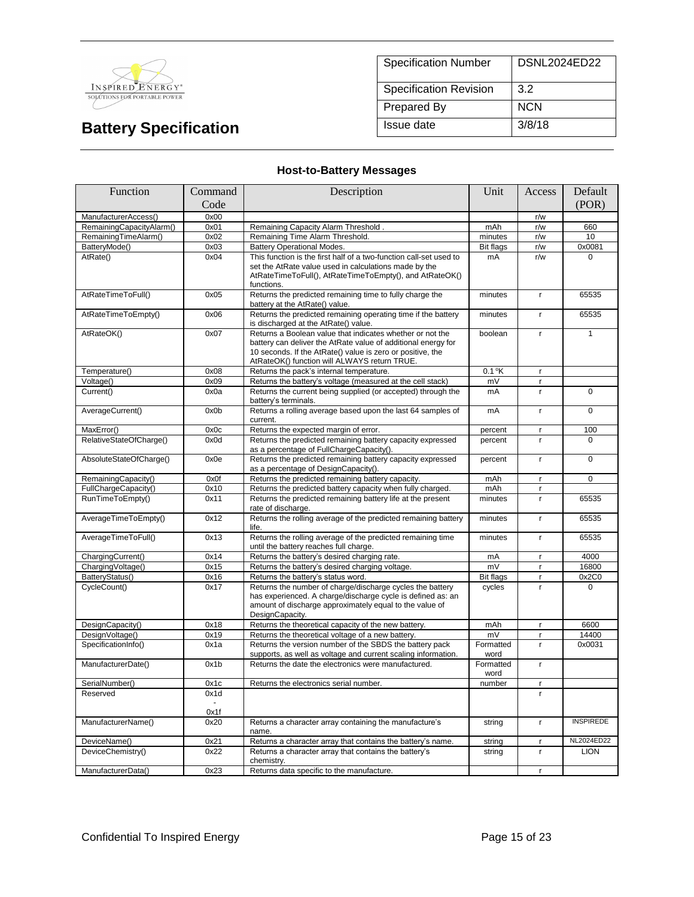| Specification Number | DSNL2024ED22 |
|---|---|
| Specification Revision | 3.2 |
| Prepared By | NCN |
| Issue date | 3/8/18 |

# Battery Specification

### Host-to-Battery Messages

| Function | Command Code | Description | Unit | Access | Default (POR) |
|---|---|---|---|---|---|
| ManufacturerAccess() | 0x00 | | | r/w | |
| RemainingCapacityAlarm() | 0x01 | Remaining Capacity Alarm Threshold . | mAh | r/w | 660 |
| RemainingTimeAlarm() | 0x02 | Remaining Time Alarm Threshold. | minutes | r/w | 10 |
| BatteryMode() | 0x03 | Battery Operational Modes. | Bit flags | r/w | 0x0081 |
| AtRate() | 0x04 | This function is the first half of a two-function call-set used to set the AtRate value used in calculations made by the AtRateTimeToFull(), AtRateTimeToEmpty(), and AtRateOK() functions. | mA | r/w | 0 |
| AtRateTimeToFull() | 0x05 | Returns the predicted remaining time to fully charge the battery at the AtRate() value. | minutes | r | 65535 |
| AtRateTimeToEmpty() | 0x06 | Returns the predicted remaining operating time if the battery is discharged at the AtRate() value. | minutes | r | 65535 |
| AtRateOK() | 0x07 | Returns a Boolean value that indicates whether or not the battery can deliver the AtRate value of additional energy for 10 seconds. If the AtRate() value is zero or positive, the AtRateOK() function will ALWAYS return TRUE. | boolean | r | 1 |
| Temperature() | 0x08 | Returns the pack's internal temperature. | 0.1 °K | r | |
| Voltage() | 0x09 | Returns the battery's voltage (measured at the cell stack) | mV | r | |
| Current() | 0x0a | Returns the current being supplied (or accepted) through the battery's terminals. | mA | r | 0 |
| AverageCurrent() | 0x0b | Returns a rolling average based upon the last 64 samples of current. | mA | r | 0 |
| MaxError() | 0x0c | Returns the expected margin of error. | percent | r | 100 |
| RelativeStateOfCharge() | 0x0d | Returns the predicted remaining battery capacity expressed as a percentage of FullChargeCapacity(). | percent | r | 0 |
| AbsoluteStateOfCharge() | 0x0e | Returns the predicted remaining battery capacity expressed as a percentage of DesignCapacity(). | percent | r | 0 |
| RemainingCapacity() | 0x0f | Returns the predicted remaining battery capacity. | mAh | r | 0 |
| FullChargeCapacity() | 0x10 | Returns the predicted battery capacity when fully charged. | mAh | r | |
| RunTimeToEmpty() | 0x11 | Returns the predicted remaining battery life at the present rate of discharge. | minutes | r | 65535 |
| AverageTimeToEmpty() | 0x12 | Returns the rolling average of the predicted remaining battery life. | minutes | r | 65535 |
| AverageTimeToFull() | 0x13 | Returns the rolling average of the predicted remaining time until the battery reaches full charge. | minutes | r | 65535 |
| ChargingCurrent() | 0x14 | Returns the battery's desired charging rate. | mA | r | 4000 |
| ChargingVoltage() | 0x15 | Returns the battery's desired charging voltage. | mV | r | 16800 |
| BatteryStatus() | 0x16 | Returns the battery's status word. | Bit flags | r | 0x2C0 |
| CycleCount() | 0x17 | Returns the number of charge/discharge cycles the battery has experienced. A charge/discharge cycle is defined as: an amount of discharge approximately equal to the value of DesignCapacity. | cycles | r | 0 |
| DesignCapacity() | 0x18 | Returns the theoretical capacity of the new battery. | mAh | r | 6600 |
| DesignVoltage() | 0x19 | Returns the theoretical voltage of a new battery. | mV | r | 14400 |
| SpecificationInfo() | 0x1a | Returns the version number of the SBDS the battery pack supports, as well as voltage and current scaling information. | Formatted word | r | 0x0031 |
| ManufacturerDate() | 0x1b | Returns the date the electronics were manufactured. | Formatted word | r | |
| SerialNumber() | 0x1c | Returns the electronics serial number. | number | r | |
| Reserved | 0x1d - 0x1f | | | r | |
| ManufacturerName() | 0x20 | Returns a character array containing the manufacture's name. | string | r | INSPIREDE |
| DeviceName() | 0x21 | Returns a character array that contains the battery's name. | string | r | NL2024ED22 |
| DeviceChemistry() | 0x22 | Returns a character array that contains the battery's chemistry. | string | r | LION |
| ManufacturerData() | 0x23 | Returns data specific to the manufacture. | | r | |

Confidential To Inspired Energy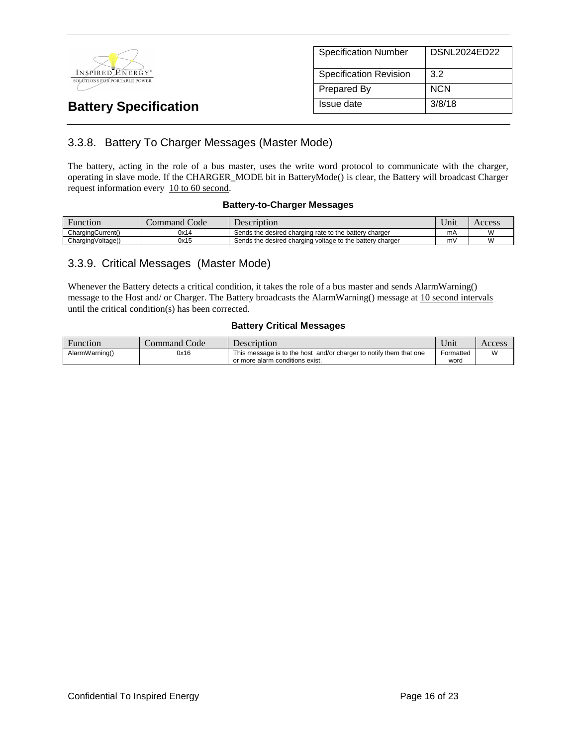## 3.3.8. Battery To Charger Messages (Master Mode)

The battery, acting in the role of a bus master, uses the write word protocol to communicate with the charger, operating in slave mode. If the CHARGER_MODE bit in BatteryMode() is clear, the Battery will broadcast Charger request information every 10 to 60 second.

**Battery-to-Charger Messages**

| Function | Command Code | Description | Unit | Access |
|---|---|---|---|---|
| ChargingCurrent() | 0x14 | Sends the desired charging rate to the battery charger | mA | W |
| ChargingVoltage() | 0x15 | Sends the desired charging voltage to the battery charger | mV | W |

## 3.3.9. Critical Messages (Master Mode)

Whenever the Battery detects a critical condition, it takes the role of a bus master and sends AlarmWarning() message to the Host and/ or Charger. The Battery broadcasts the AlarmWarning() message at 10 second intervals until the critical condition(s) has been corrected.

**Battery Critical Messages**

| Function | Command Code | Description | Unit | Access |
|---|---|---|---|---|
| AlarmWarning() | 0x16 | This message is to the host and/or charger to notify them that one or more alarm conditions exist. | Formatted word | W |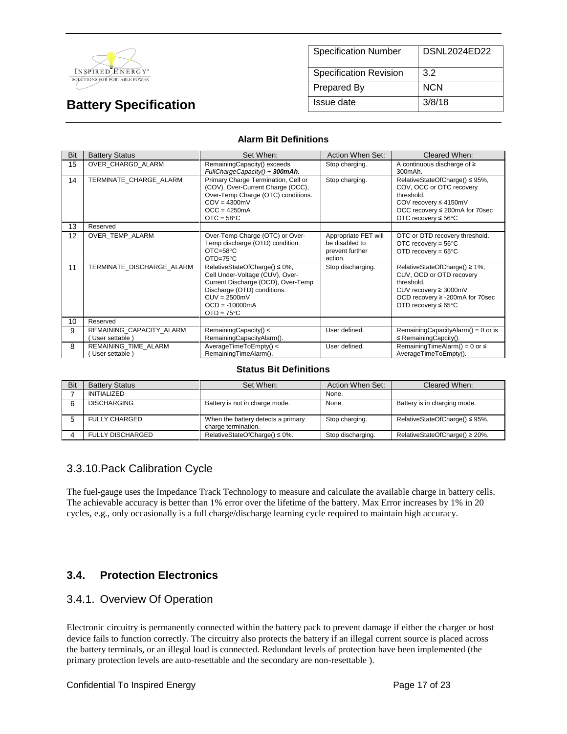**Alarm Bit Definitions**

| Bit | Battery Status | Set When: | Action When Set: | Cleared When: |
|---|---|---|---|---|
| 15 | OVER_CHARGD_ALARM | RemainingCapacity() exceeds *FullChargeCapacity() + **300mAh.*** | Stop charging. | A continuous discharge of ≥ 300mAh. |
| 14 | TERMINATE_CHARGE_ALARM | Primary Charge Termination, Cell or (COV), Over-Current Charge (OCC), Over-Temp Charge (OTC) conditions.<br>COV = 4300mV<br>OCC = 4250mA<br>OTC = 58°C | Stop charging. | RelativeStateOfCharge() ≤ 95%, COV, OCC or OTC recovery threshold.<br>COV recovery ≤ 4150mV<br>OCC recovery ≤ 200mA for 70sec<br>OTC recovery ≤ 56°C |
| 13 | Reserved | | | |
| 12 | OVER_TEMP_ALARM | Over-Temp Charge (OTC) or Over-Temp discharge (OTD) condition.<br>OTC=58°C<br>OTD=75°C | Appropriate FET will be disabled to prevent further action. | OTC or OTD recovery threshold.<br>OTC recovery = 56°C<br>OTD recovery = 65°C |
| 11 | TERMINATE_DISCHARGE_ALARM | RelativeStateOfCharge() ≤ 0%, Cell Under-Voltage (CUV), Over-Current Discharge (OCD), Over-Temp Discharge (OTD) conditions.<br>CUV = 2500mV<br>OCD = -10000mA<br>OTD = 75°C | Stop discharging. | RelativeStateOfCharge() ≥ 1%, CUV, OCD or OTD recovery threshold.<br>CUV recovery ≥ 3000mV<br>OCD recovery ≥ -200mA for 70sec<br>OTD recovery ≤ 65°C |
| 10 | Reserved | | | |
| 9 | REMAINING_CAPACITY_ALARM ( User settable ) | RemainingCapacity() < RemainingCapacityAlarm(). | User defined. | RemainingCapacityAlarm() = 0 or is ≤ RemainingCapcity(). |
| 8 | REMAINING_TIME_ALARM ( User settable ) | AverageTimeToEmpty() < RemainingTimeAlarm(). | User defined. | RemainingTimeAlarm() = 0 or ≤ AverageTimeToEmpty(). |

**Status Bit Definitions**

| Bit | Battery Status | Set When: | Action When Set: | Cleared When: |
|---|---|---|---|---|
| 7 | INITIALIZED | | None. | |
| 6 | DISCHARGING | Battery is not in charge mode. | None. | Battery is in charging mode. |
| 5 | FULLY CHARGED | When the battery detects a primary charge termination. | Stop charging. | RelativeStateOfCharge() ≤ 95%. |
| 4 | FULLY DISCHARGED | RelativeStateOfCharge() ≤ 0%. | Stop discharging. | RelativeStateOfCharge() ≥ 20%. |

### 3.3.10.Pack Calibration Cycle

The fuel-gauge uses the Impedance Track Technology to measure and calculate the available charge in battery cells. The achievable accuracy is better than 1% error over the lifetime of the battery. Max Error increases by 1% in 20 cycles, e.g., only occasionally is a full charge/discharge learning cycle required to maintain high accuracy.

## 3.4. Protection Electronics

### 3.4.1. Overview Of Operation

Electronic circuitry is permanently connected within the battery pack to prevent damage if either the charger or host device fails to function correctly. The circuitry also protects the battery if an illegal current source is placed across the battery terminals, or an illegal load is connected. Redundant levels of protection have been implemented (the primary protection levels are auto-resettable and the secondary are non-resettable ).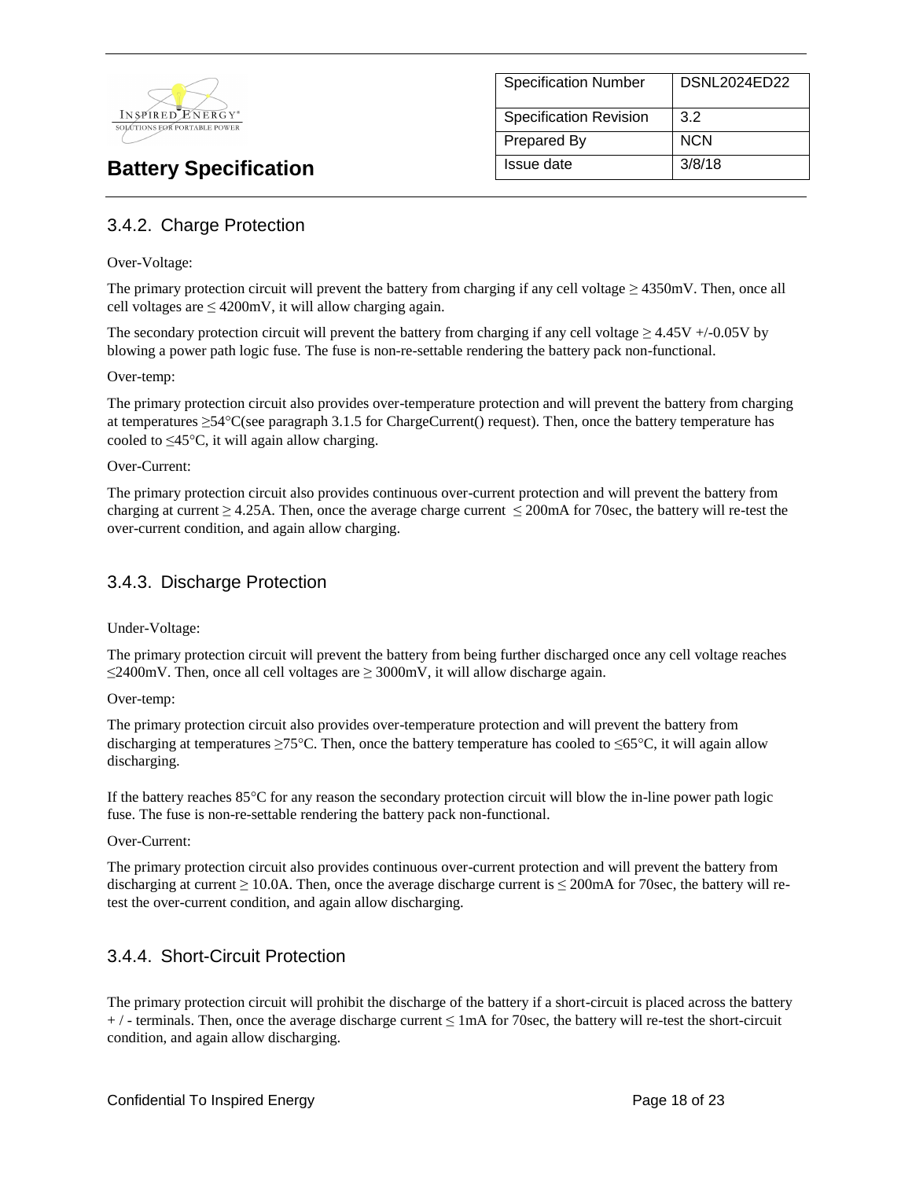### 3.4.2. Charge Protection

Over-Voltage:

The primary protection circuit will prevent the battery from charging if any cell voltage ≥ 4350mV. Then, once all cell voltages are ≤ 4200mV, it will allow charging again.

The secondary protection circuit will prevent the battery from charging if any cell voltage ≥ 4.45V +/-0.05V by blowing a power path logic fuse. The fuse is non-re-settable rendering the battery pack non-functional.

Over-temp:

The primary protection circuit also provides over-temperature protection and will prevent the battery from charging at temperatures ≥54°C(see paragraph 3.1.5 for ChargeCurrent() request). Then, once the battery temperature has cooled to ≤45°C, it will again allow charging.

Over-Current:

The primary protection circuit also provides continuous over-current protection and will prevent the battery from charging at current ≥ 4.25A. Then, once the average charge current ≤ 200mA for 70sec, the battery will re-test the over-current condition, and again allow charging.

### 3.4.3. Discharge Protection

Under-Voltage:

The primary protection circuit will prevent the battery from being further discharged once any cell voltage reaches ≤2400mV. Then, once all cell voltages are ≥ 3000mV, it will allow discharge again.

Over-temp:

The primary protection circuit also provides over-temperature protection and will prevent the battery from discharging at temperatures ≥75°C. Then, once the battery temperature has cooled to ≤65°C, it will again allow discharging.

If the battery reaches 85°C for any reason the secondary protection circuit will blow the in-line power path logic fuse. The fuse is non-re-settable rendering the battery pack non-functional.

Over-Current:

The primary protection circuit also provides continuous over-current protection and will prevent the battery from discharging at current ≥ 10.0A. Then, once the average discharge current is ≤ 200mA for 70sec, the battery will re-test the over-current condition, and again allow discharging.

### 3.4.4. Short-Circuit Protection

The primary protection circuit will prohibit the discharge of the battery if a short-circuit is placed across the battery + / - terminals. Then, once the average discharge current ≤ 1mA for 70sec, the battery will re-test the short-circuit condition, and again allow discharging.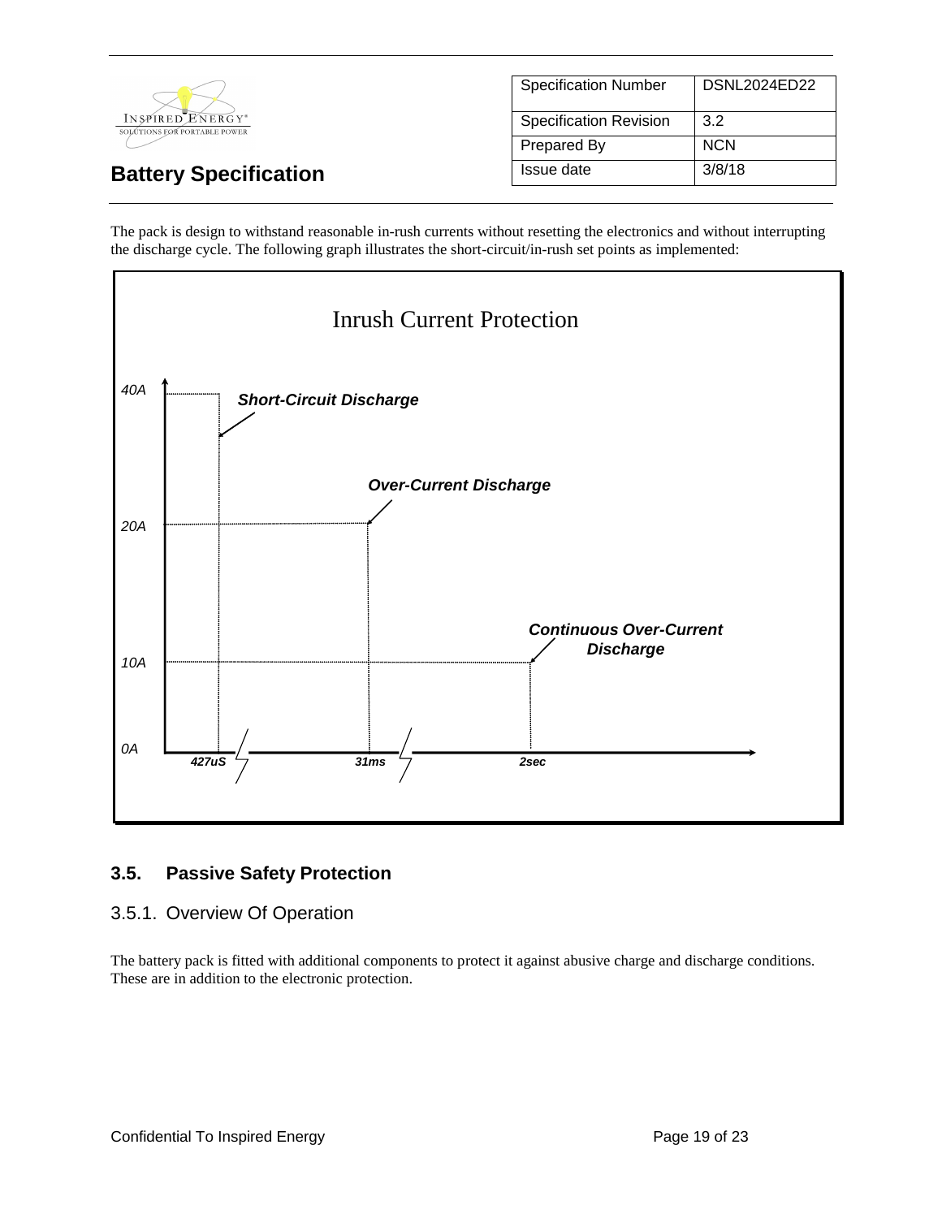The pack is design to withstand reasonable in-rush currents without resetting the electronics and without interrupting the discharge cycle. The following graph illustrates the short-circuit/in-rush set points as implemented:

Inrush Current Protection

Short-Circuit Discharge

Over-Current Discharge

Continuous Over-Current Discharge

40A

20A

10A

0A

427uS

31ms

2sec

## 3.5. Passive Safety Protection

### 3.5.1. Overview Of Operation

The battery pack is fitted with additional components to protect it against abusive charge and discharge conditions. These are in addition to the electronic protection.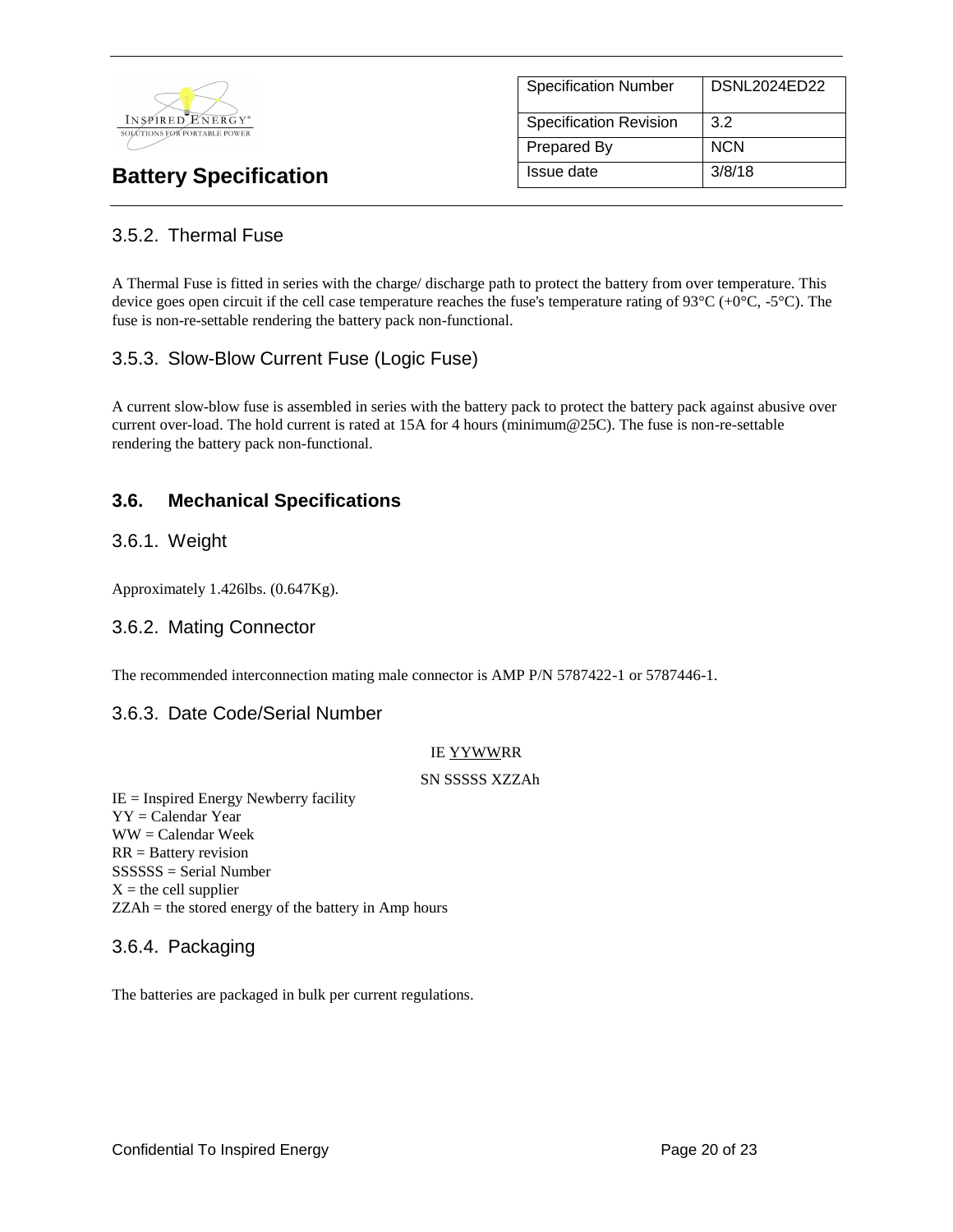### 3.5.2. Thermal Fuse

A Thermal Fuse is fitted in series with the charge/ discharge path to protect the battery from over temperature. This device goes open circuit if the cell case temperature reaches the fuse's temperature rating of 93°C (+0°C, -5°C). The fuse is non-re-settable rendering the battery pack non-functional.

### 3.5.3. Slow-Blow Current Fuse (Logic Fuse)

A current slow-blow fuse is assembled in series with the battery pack to protect the battery pack against abusive over current over-load. The hold current is rated at 15A for 4 hours (minimum@25C). The fuse is non-re-settable rendering the battery pack non-functional.

## 3.6. Mechanical Specifications

### 3.6.1. Weight

Approximately 1.426lbs. (0.647Kg).

### 3.6.2. Mating Connector

The recommended interconnection mating male connector is AMP P/N 5787422-1 or 5787446-1.

### 3.6.3. Date Code/Serial Number

IE YYWWRR

SN SSSSS XZZAh

IE = Inspired Energy Newberry facility
YY = Calendar Year
WW = Calendar Week
RR = Battery revision
SSSSSS = Serial Number
X = the cell supplier
ZZAh = the stored energy of the battery in Amp hours

### 3.6.4. Packaging

The batteries are packaged in bulk per current regulations.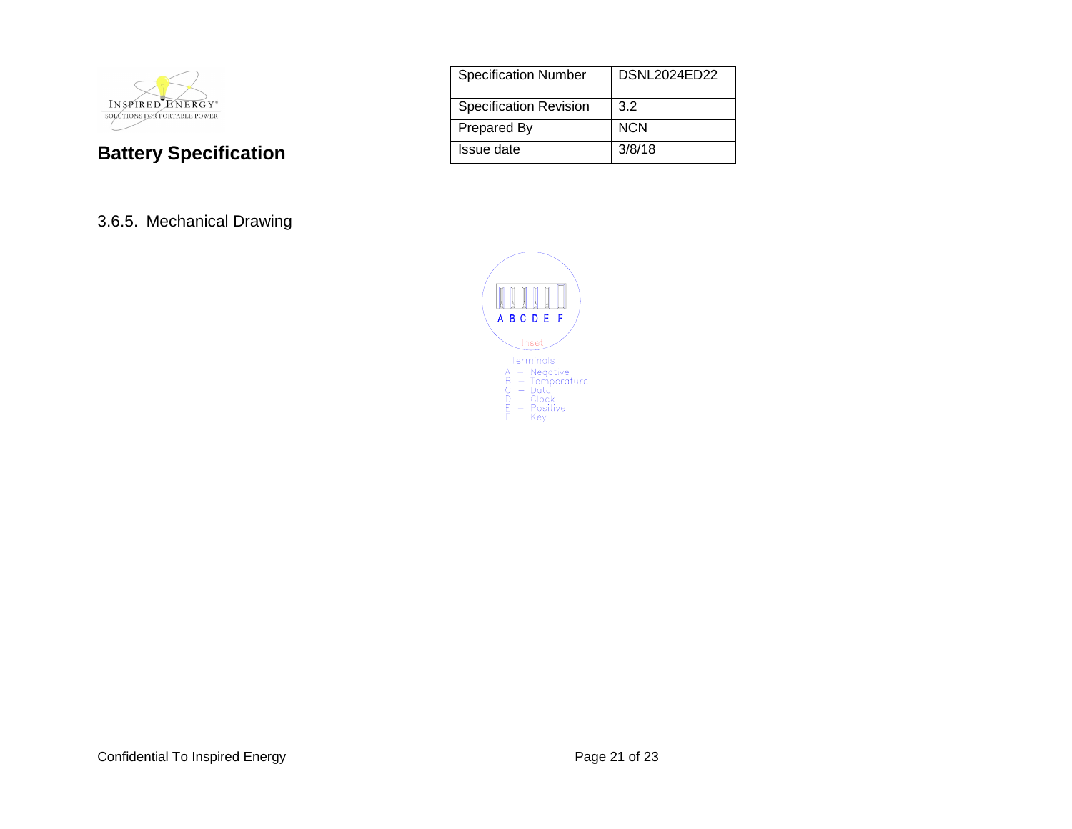### 3.6.5. Mechanical Drawing

A B C D E F

Inset

Terminals

A – Negative
B – Temperature
C – Data
D – Clock
E – Positive
F – Key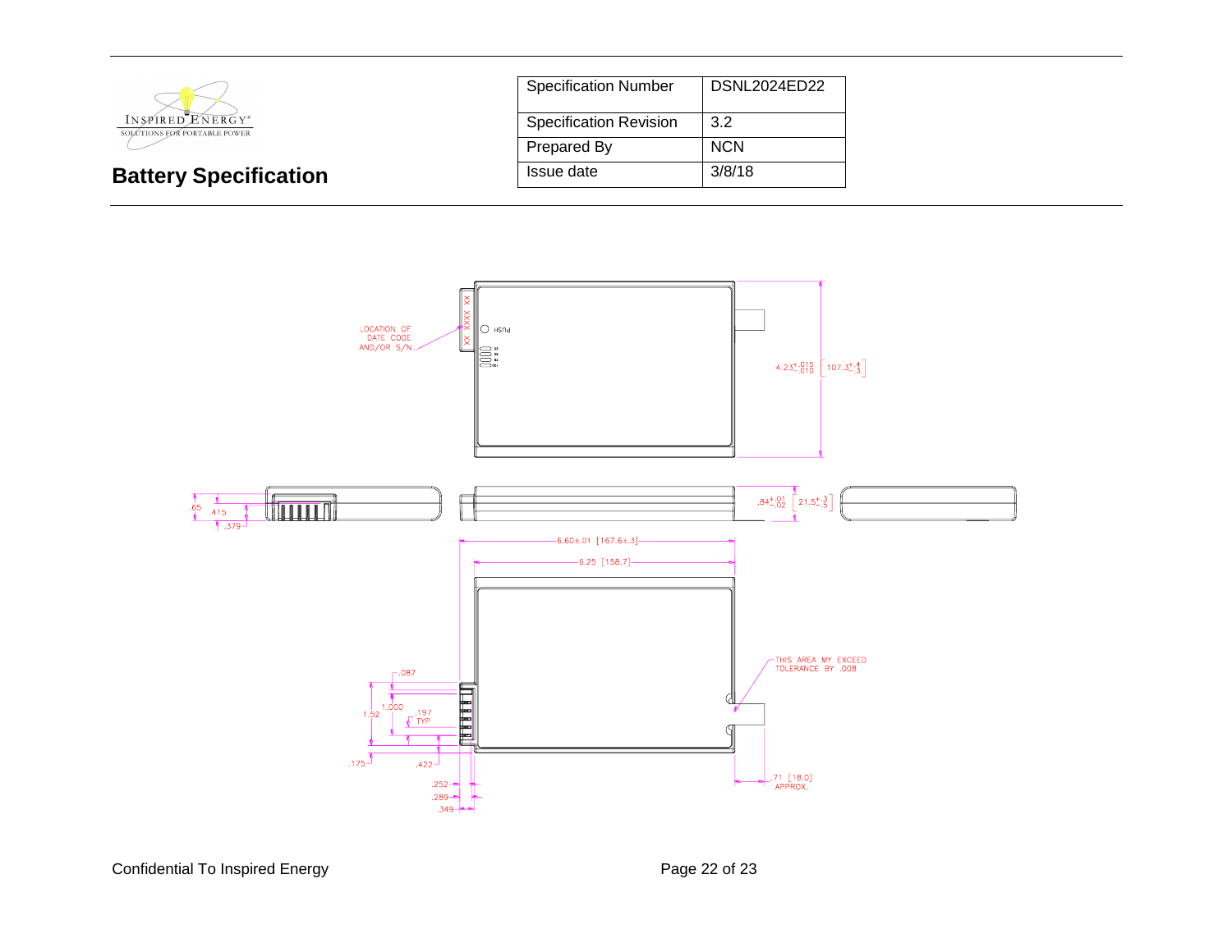| Specification Number | DSNL2024ED22 |
|---|---|
| Specification Revision | 3.2 |
| Prepared By | NCN |
| Issue date | 3/8/18 |

# Battery Specification

LOCATION OF DATE CODE AND/OR S/N

XX XXXX XX

PUSH

$4.23^{+.015}_{-.010}$ [$107.3^{+.4}_{-.3}$]

.65 .415 .379

$.84^{+.01}_{-.02}$ [$21.5^{+.3}_{-.5}$]

6.60±.01 [167.6±.3]

6.25 [158.7]

THIS AREA MY EXCEED TOLERANCE BY .008

.087

1.52 1.000 .197 TYP

.175 .422

.252 .289 .349

.71 [18.0] APPROX.

Confidential To Inspired Energy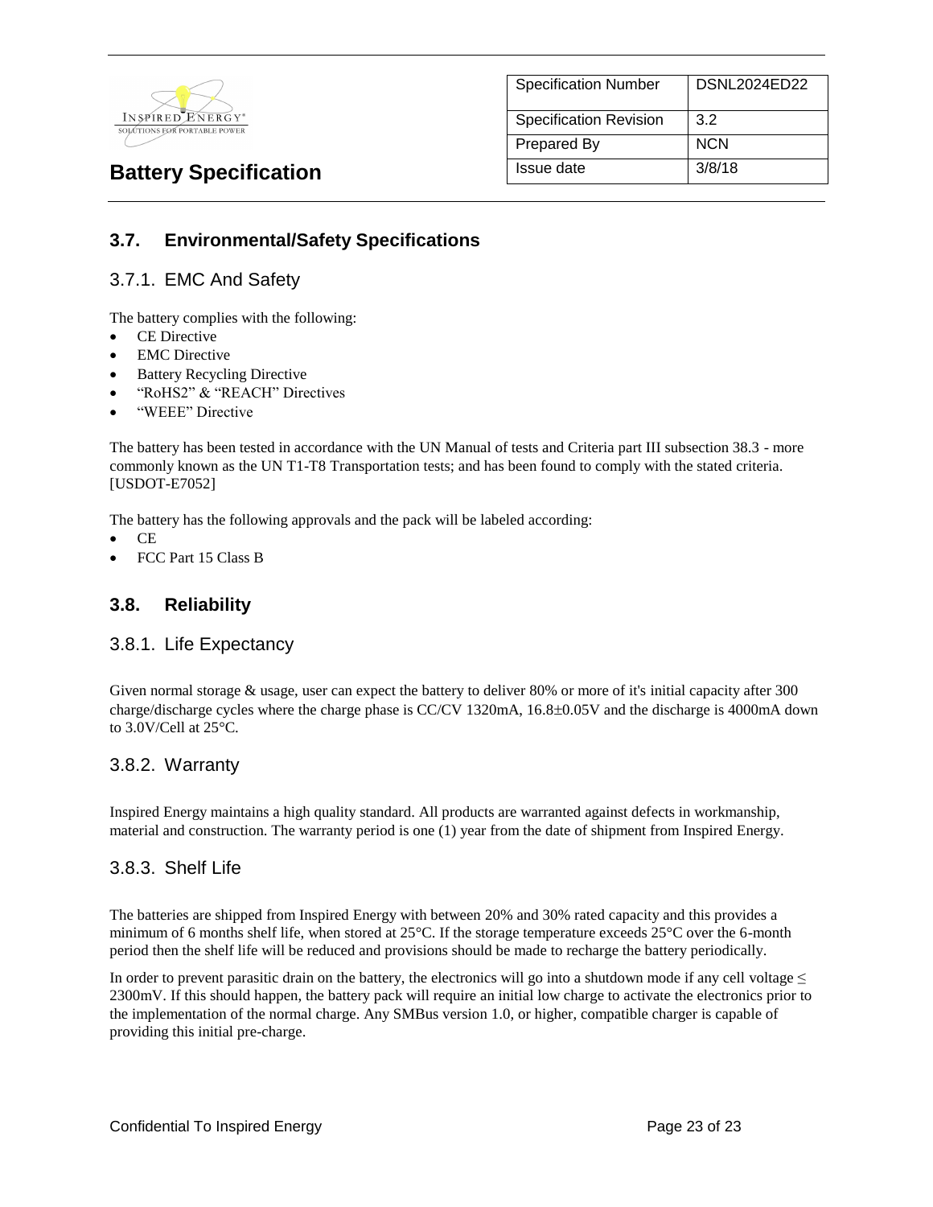## 3.7. Environmental/Safety Specifications

### 3.7.1. EMC And Safety

The battery complies with the following:

- CE Directive
- EMC Directive
- Battery Recycling Directive
- “RoHS2” & “REACH” Directives
- “WEEE” Directive

The battery has been tested in accordance with the UN Manual of tests and Criteria part III subsection 38.3 - more commonly known as the UN T1-T8 Transportation tests; and has been found to comply with the stated criteria. [USDOT-E7052]

The battery has the following approvals and the pack will be labeled according:

- CE
- FCC Part 15 Class B

## 3.8. Reliability

### 3.8.1. Life Expectancy

Given normal storage & usage, user can expect the battery to deliver 80% or more of it's initial capacity after 300 charge/discharge cycles where the charge phase is CC/CV 1320mA, 16.8±0.05V and the discharge is 4000mA down to 3.0V/Cell at 25°C.

### 3.8.2. Warranty

Inspired Energy maintains a high quality standard. All products are warranted against defects in workmanship, material and construction. The warranty period is one (1) year from the date of shipment from Inspired Energy.

### 3.8.3. Shelf Life

The batteries are shipped from Inspired Energy with between 20% and 30% rated capacity and this provides a minimum of 6 months shelf life, when stored at 25°C. If the storage temperature exceeds 25°C over the 6-month period then the shelf life will be reduced and provisions should be made to recharge the battery periodically.

In order to prevent parasitic drain on the battery, the electronics will go into a shutdown mode if any cell voltage ≤ 2300mV. If this should happen, the battery pack will require an initial low charge to activate the electronics prior to the implementation of the normal charge. Any SMBus version 1.0, or higher, compatible charger is capable of providing this initial pre-charge.